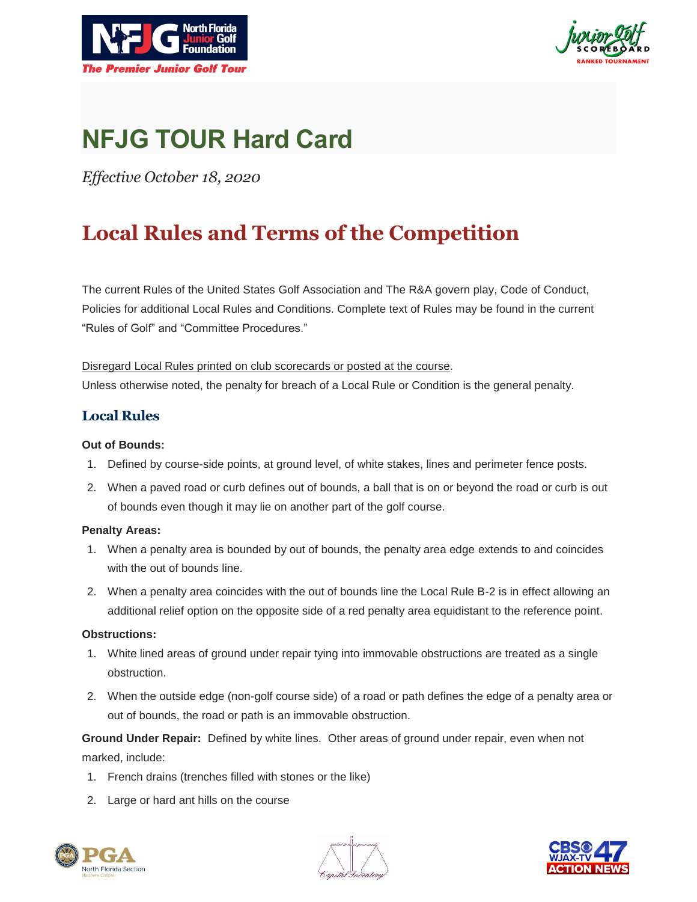# NFJG TOUR Hard Card

*Effective October 18, 2020*

## Local Rules and Terms of the Competition

The current Rules of the United States Golf Association and The R&A govern play, Code of Conduct, Policies for additional Local Rules and Conditions. Complete text of Rules may be found in the current "Rules of Golf" and "Committee Procedures."

<u>Disregard Local Rules printed on club scorecards or posted at the course</u>.
Unless otherwise noted, the penalty for breach of a Local Rule or Condition is the general penalty.

### Local Rules

**Out of Bounds:**

1. Defined by course-side points, at ground level, of white stakes, lines and perimeter fence posts.
2. When a paved road or curb defines out of bounds, a ball that is on or beyond the road or curb is out of bounds even though it may lie on another part of the golf course.

**Penalty Areas:**

1. When a penalty area is bounded by out of bounds, the penalty area edge extends to and coincides with the out of bounds line.
2. When a penalty area coincides with the out of bounds line the Local Rule B-2 is in effect allowing an additional relief option on the opposite side of a red penalty area equidistant to the reference point.

**Obstructions:**

1. White lined areas of ground under repair tying into immovable obstructions are treated as a single obstruction.
2. When the outside edge (non-golf course side) of a road or path defines the edge of a penalty area or out of bounds, the road or path is an immovable obstruction.

**Ground Under Repair:** Defined by white lines. Other areas of ground under repair, even when not marked, include:

1. French drains (trenches filled with stones or the like)
2. Large or hard ant hills on the course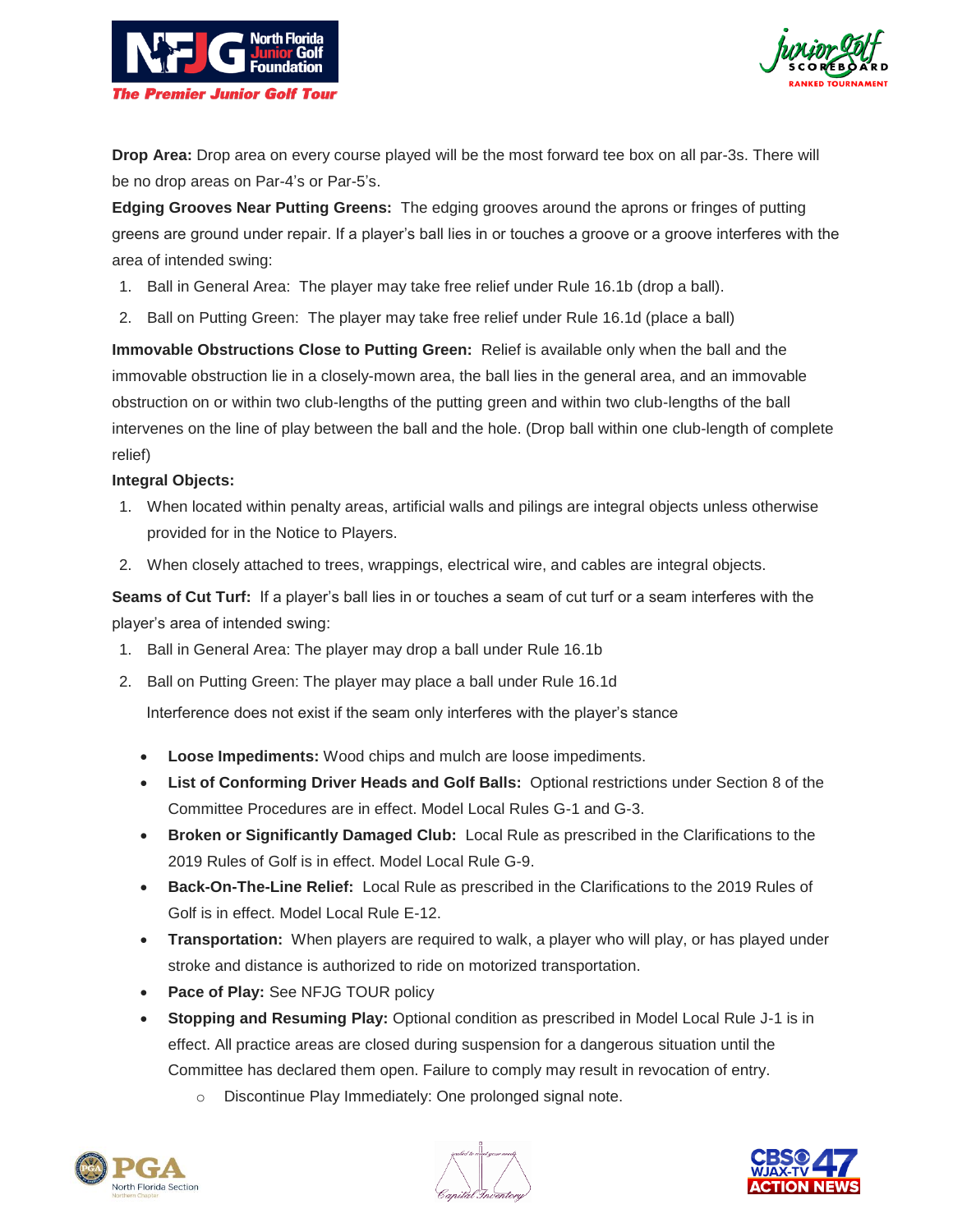**Drop Area:** Drop area on every course played will be the most forward tee box on all par-3s. There will be no drop areas on Par-4's or Par-5's.

**Edging Grooves Near Putting Greens:** The edging grooves around the aprons or fringes of putting greens are ground under repair. If a player's ball lies in or touches a groove or a groove interferes with the area of intended swing:

1. Ball in General Area: The player may take free relief under Rule 16.1b (drop a ball).
2. Ball on Putting Green: The player may take free relief under Rule 16.1d (place a ball)

**Immovable Obstructions Close to Putting Green:** Relief is available only when the ball and the immovable obstruction lie in a closely-mown area, the ball lies in the general area, and an immovable obstruction on or within two club-lengths of the putting green and within two club-lengths of the ball intervenes on the line of play between the ball and the hole. (Drop ball within one club-length of complete relief)

**Integral Objects:**

1. When located within penalty areas, artificial walls and pilings are integral objects unless otherwise provided for in the Notice to Players.
2. When closely attached to trees, wrappings, electrical wire, and cables are integral objects.

**Seams of Cut Turf:** If a player's ball lies in or touches a seam of cut turf or a seam interferes with the player's area of intended swing:

1. Ball in General Area: The player may drop a ball under Rule 16.1b
2. Ball on Putting Green: The player may place a ball under Rule 16.1d

   Interference does not exist if the seam only interferes with the player's stance

- **Loose Impediments:** Wood chips and mulch are loose impediments.
- **List of Conforming Driver Heads and Golf Balls:** Optional restrictions under Section 8 of the Committee Procedures are in effect. Model Local Rules G-1 and G-3.
- **Broken or Significantly Damaged Club:** Local Rule as prescribed in the Clarifications to the 2019 Rules of Golf is in effect. Model Local Rule G-9.
- **Back-On-The-Line Relief:** Local Rule as prescribed in the Clarifications to the 2019 Rules of Golf is in effect. Model Local Rule E-12.
- **Transportation:** When players are required to walk, a player who will play, or has played under stroke and distance is authorized to ride on motorized transportation.
- **Pace of Play:** See NFJG TOUR policy
- **Stopping and Resuming Play:** Optional condition as prescribed in Model Local Rule J-1 is in effect. All practice areas are closed during suspension for a dangerous situation until the Committee has declared them open. Failure to comply may result in revocation of entry.
  - Discontinue Play Immediately: One prolonged signal note.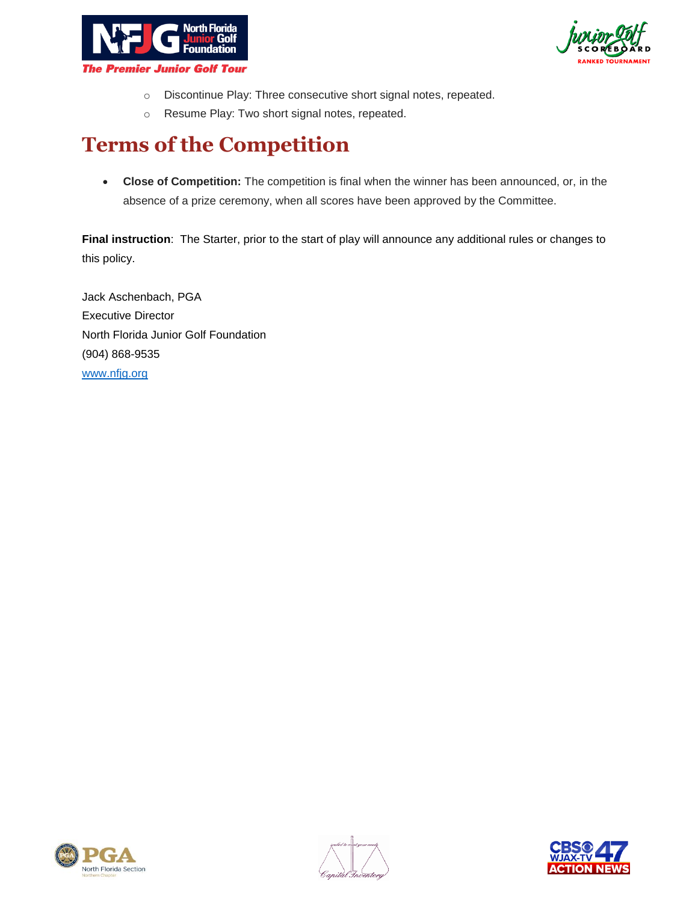- Discontinue Play: Three consecutive short signal notes, repeated.
- Resume Play: Two short signal notes, repeated.

# Terms of the Competition

- **Close of Competition:** The competition is final when the winner has been announced, or, in the absence of a prize ceremony, when all scores have been approved by the Committee.

**Final instruction**: The Starter, prior to the start of play will announce any additional rules or changes to this policy.

Jack Aschenbach, PGA
Executive Director
North Florida Junior Golf Foundation
(904) 868-9535
www.nfjg.org